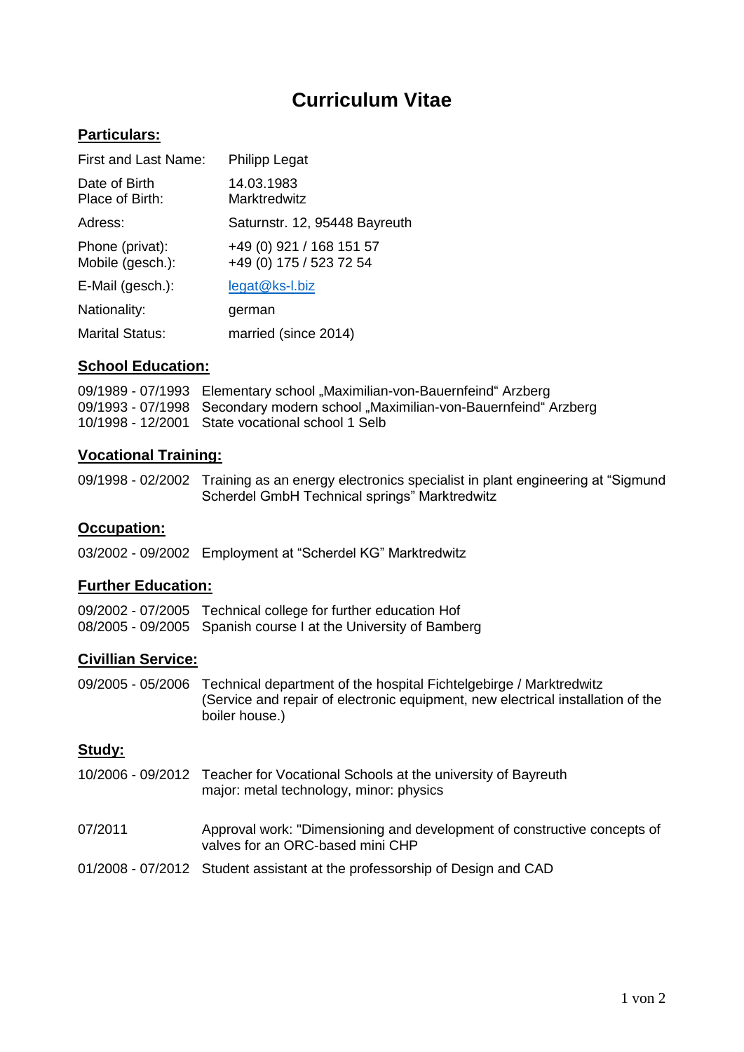# Curriculum Vitae

## Particulars:

| | |
|---|---|
| First and Last Name: | Philipp Legat |
| Date of Birth<br>Place of Birth: | 14.03.1983<br>Marktredwitz |
| Adress: | Saturnstr. 12, 95448 Bayreuth |
| Phone (privat):<br>Mobile (gesch.): | +49 (0) 921 / 168 151 57<br>+49 (0) 175 / 523 72 54 |
| E-Mail (gesch.): | legat@ks-l.biz |
| Nationality: | german |
| Marital Status: | married (since 2014) |

## School Education:

| | |
|---|---|
| 09/1989 - 07/1993 | Elementary school „Maximilian-von-Bauernfeind" Arzberg |
| 09/1993 - 07/1998 | Secondary modern school „Maximilian-von-Bauernfeind" Arzberg |
| 10/1998 - 12/2001 | State vocational school 1 Selb |

## Vocational Training:

| | |
|---|---|
| 09/1998 - 02/2002 | Training as an energy electronics specialist in plant engineering at "Sigmund Scherdel GmbH Technical springs" Marktredwitz |

## Occupation:

| | |
|---|---|
| 03/2002 - 09/2002 | Employment at "Scherdel KG" Marktredwitz |

## Further Education:

| | |
|---|---|
| 09/2002 - 07/2005 | Technical college for further education Hof |
| 08/2005 - 09/2005 | Spanish course I at the University of Bamberg |

## Civillian Service:

| | |
|---|---|
| 09/2005 - 05/2006 | Technical department of the hospital Fichtelgebirge / Marktredwitz<br>(Service and repair of electronic equipment, new electrical installation of the boiler house.) |

## Study:

| | |
|---|---|
| 10/2006 - 09/2012 | Teacher for Vocational Schools at the university of Bayreuth<br>major: metal technology, minor: physics |
| 07/2011 | Approval work: "Dimensioning and development of constructive concepts of valves for an ORC-based mini CHP |
| 01/2008 - 07/2012 | Student assistant at the professorship of Design and CAD |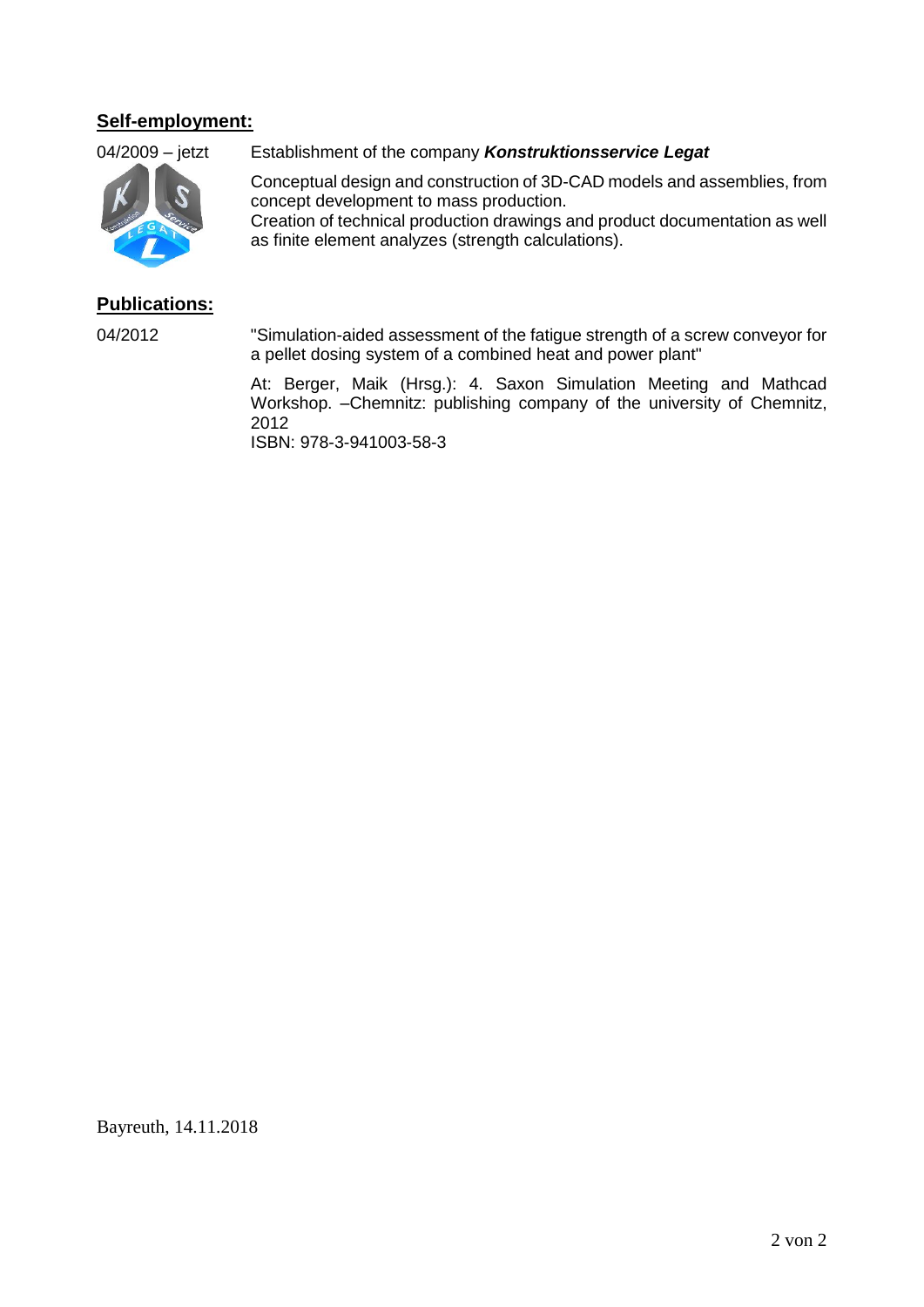## Self-employment:

04/2009 – jetzt

Establishment of the company ***Konstruktionsservice Legat***

Conceptual design and construction of 3D-CAD models and assemblies, from concept development to mass production.
Creation of technical production drawings and product documentation as well as finite element analyzes (strength calculations).

## Publications:

04/2012

"Simulation-aided assessment of the fatigue strength of a screw conveyor for a pellet dosing system of a combined heat and power plant"

At: Berger, Maik (Hrsg.): 4. Saxon Simulation Meeting and Mathcad Workshop. –Chemnitz: publishing company of the university of Chemnitz, 2012
ISBN: 978-3-941003-58-3

Bayreuth, 14.11.2018